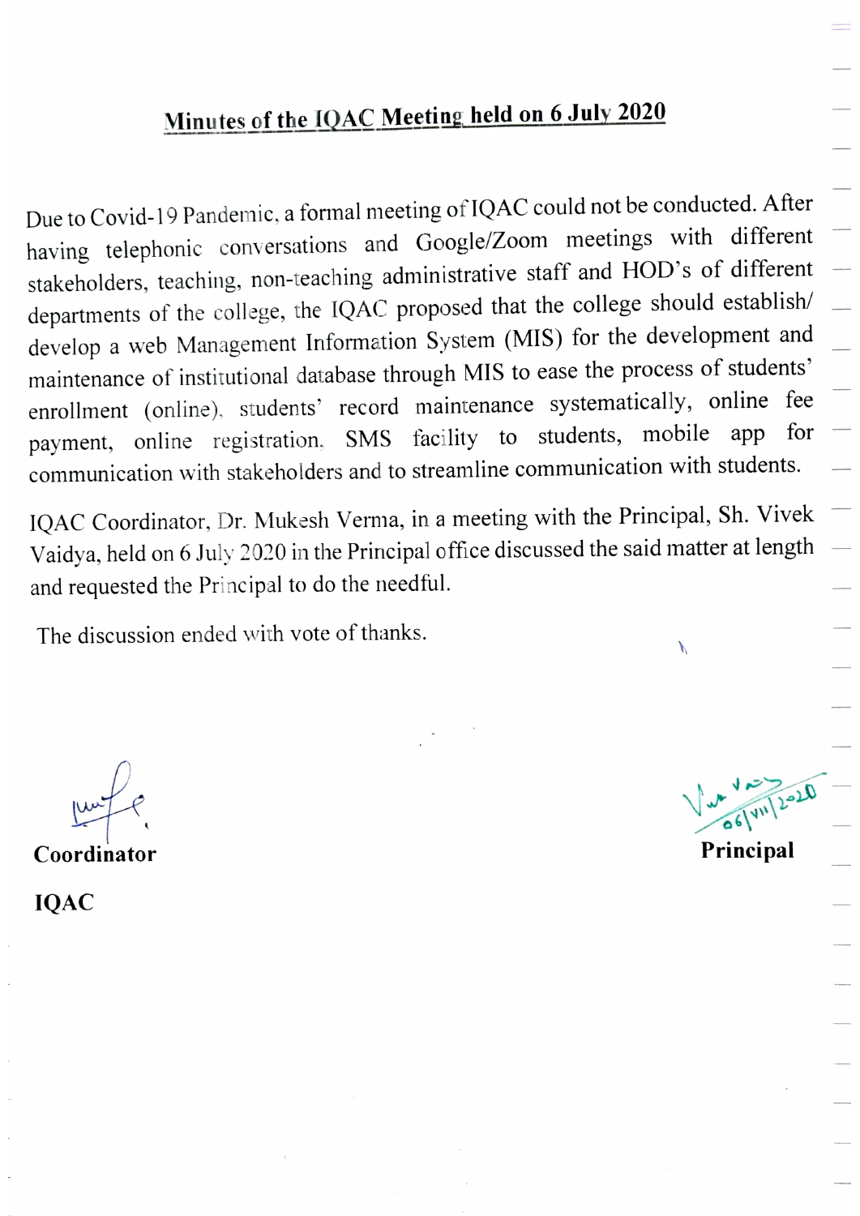# Minutes of the IQAC Meeting held on 6 July 2020

Due to Covid-19 Pandemic, a formal meeting of IQAC could not be conducted. After having telephonic conversations and Google/Zoom meetings with different stakeholders, teaching, non-teaching administrative staff and HOD's of different departments of the college, the IQAC proposed that the college should establish/ develop a web Management Information System (MIS) for the development and maintenance of institutional database through MIS to ease the process of students' enrollment (online), students' record maintenance systematically, online fee payment, online registration, SMS facility to students, mobile app for communication with stakeholders and to streamline communication with students.

IQAC Coordinator, Dr. Mukesh Verma, in a meeting with the Principal, Sh. Vivek Vaidya, held on 6 July 2020 in the Principal office discussed the said matter at length and requested the Principal to do the needful.

The discussion ended with vote of thanks.

06/VII/2020

**Coordinator** **Principal**

**IQAC**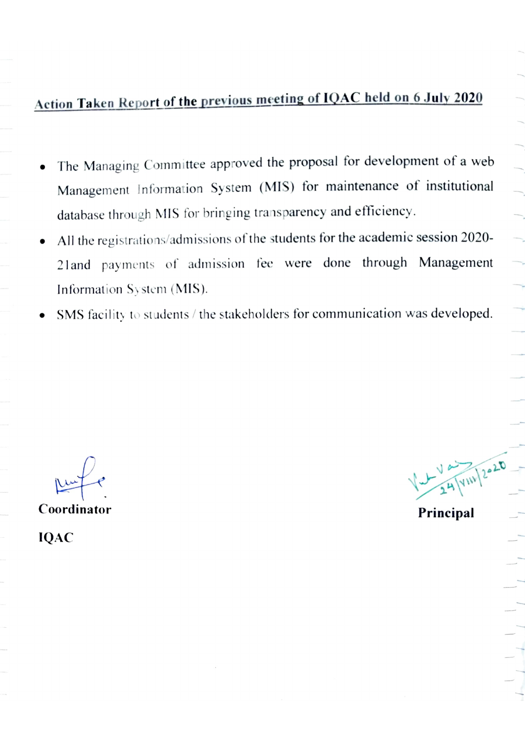## Action Taken Report of the previous meeting of IQAC held on 6 July 2020

- The Managing Committee approved the proposal for development of a web Management Information System (MIS) for maintenance of institutional database through MIS for bringing transparency and efficiency.
- All the registrations/admissions of the students for the academic session 2020-21and payments of admission fee were done through Management Information System (MIS).
- SMS facility to students / the stakeholders for communication was developed.

**Coordinator**

**IQAC**

24/VIII/2020

**Principal**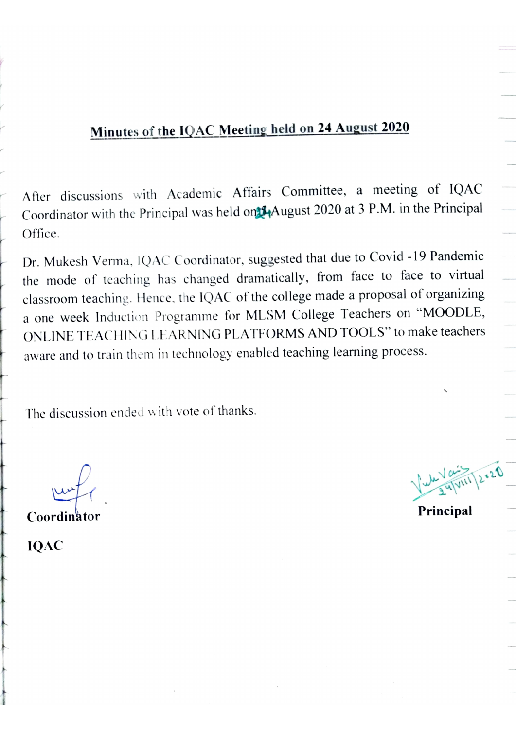## Minutes of the IQAC Meeting held on 24 August 2020

After discussions with Academic Affairs Committee, a meeting of IQAC Coordinator with the Principal was held on 24 August 2020 at 3 P.M. in the Principal Office.

Dr. Mukesh Verma, IQAC Coordinator, suggested that due to Covid -19 Pandemic the mode of teaching has changed dramatically, from face to face to virtual classroom teaching. Hence, the IQAC of the college made a proposal of organizing a one week Induction Programme for MLSM College Teachers on "MOODLE, ONLINE TEACHING LEARNING PLATFORMS AND TOOLS" to make teachers aware and to train them in technology enabled teaching learning process.

The discussion ended with vote of thanks.

**Coordinator**

**IQAC**

24/VIII/2020

**Principal**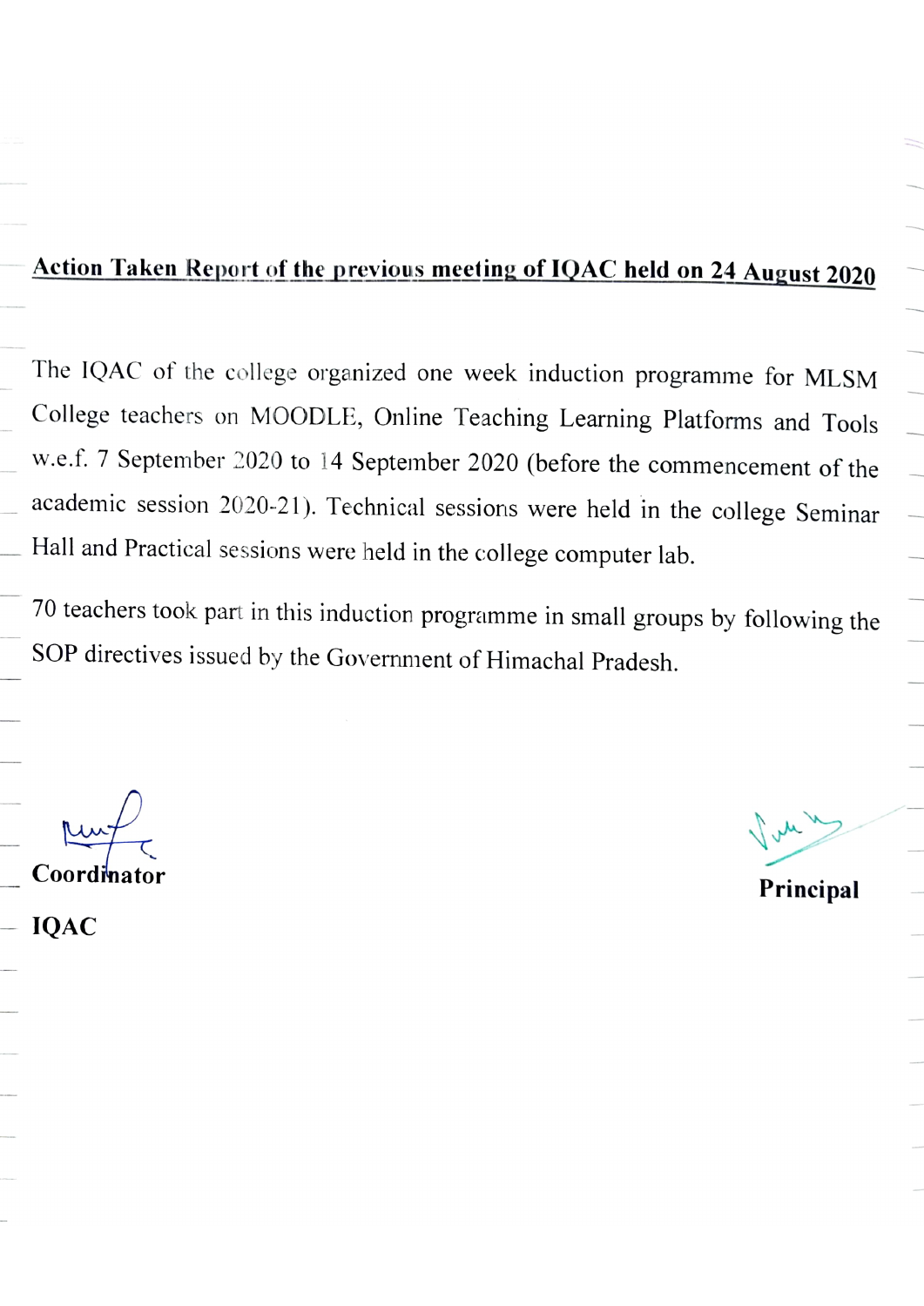**Action Taken Report of the previous meeting of IQAC held on 24 August 2020**

The IQAC of the college organized one week induction programme for MLSM College teachers on MOODLE, Online Teaching Learning Platforms and Tools w.e.f. 7 September 2020 to 14 September 2020 (before the commencement of the academic session 2020-21). Technical sessions were held in the college Seminar Hall and Practical sessions were held in the college computer lab.

70 teachers took part in this induction programme in small groups by following the SOP directives issued by the Government of Himachal Pradesh.

**Coordinator**

**IQAC**

**Principal**